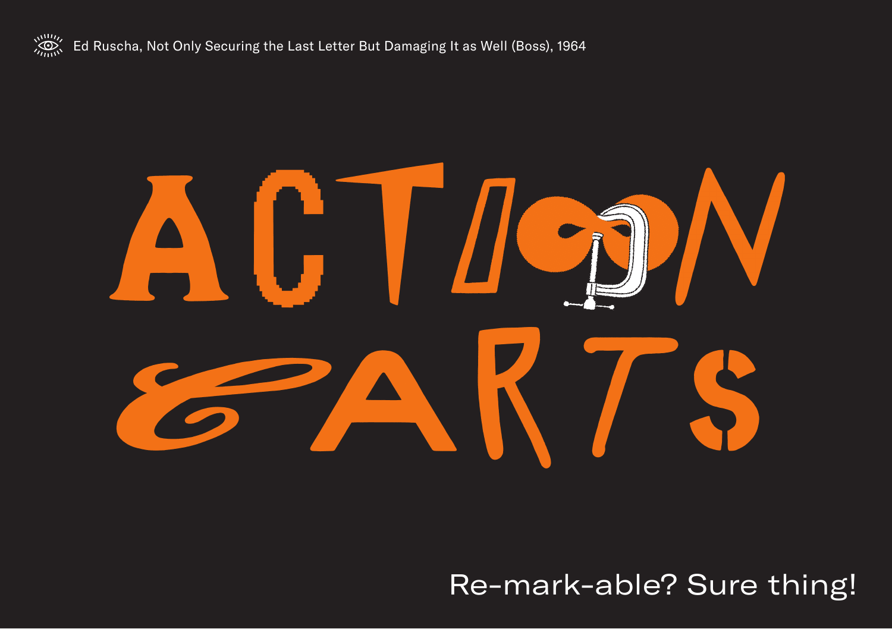Ed Ruscha, Not Only Securing the Last Letter But Damaging It as Well (Boss), 1964

# ACTION & ARTS

Re-mark-able? Sure thing!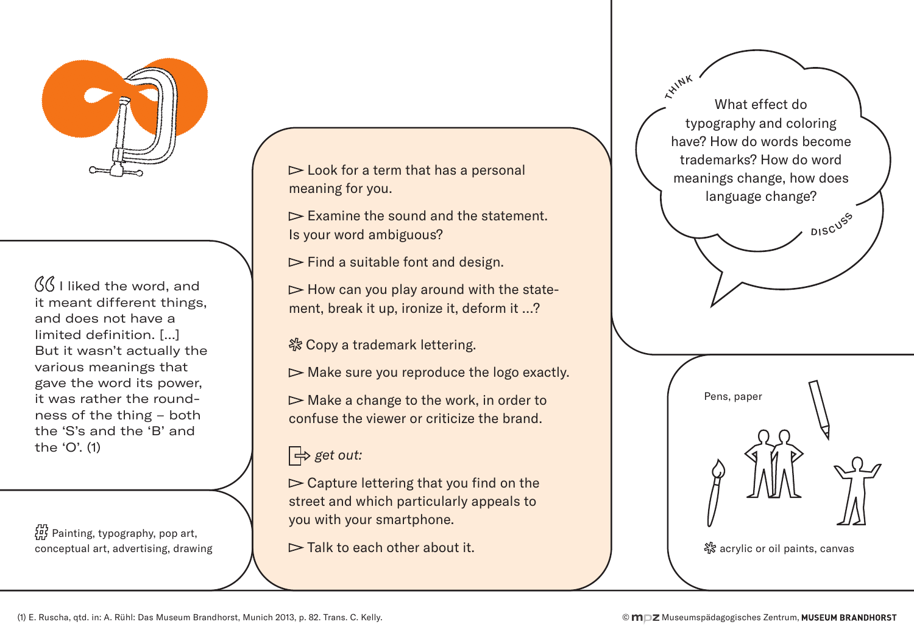❝ I liked the word, and it meant different things, and does not have a limited definition. [...] But it wasn't actually the various meanings that gave the word its power, it was rather the roundness of the thing – both the 'S's and the 'B' and the 'O'. (1)

# Painting, typography, pop art, conceptual art, advertising, drawing

▻ Look for a term that has a personal meaning for you.

▻ Examine the sound and the statement. Is your word ambiguous?

▻ Find a suitable font and design.

▻ How can you play around with the statement, break it up, ironize it, deform it ...?

❊ Copy a trademark lettering.

▻ Make sure you reproduce the logo exactly.

▻ Make a change to the work, in order to confuse the viewer or criticize the brand.

*get out:*

▻ Capture lettering that you find on the street and which particularly appeals to you with your smartphone.

▻ Talk to each other about it.

THINK

What effect do typography and coloring have? How do words become trademarks? How do word meanings change, how does language change?

DISCUSS

Pens, paper

❊ acrylic or oil paints, canvas

(1) E. Ruscha, qtd. in: A. Rühl: Das Museum Brandhorst, Munich 2013, p. 82. Trans. C. Kelly.

© mpz Museumspädagogisches Zentrum, **MUSEUM BRANDHORST**